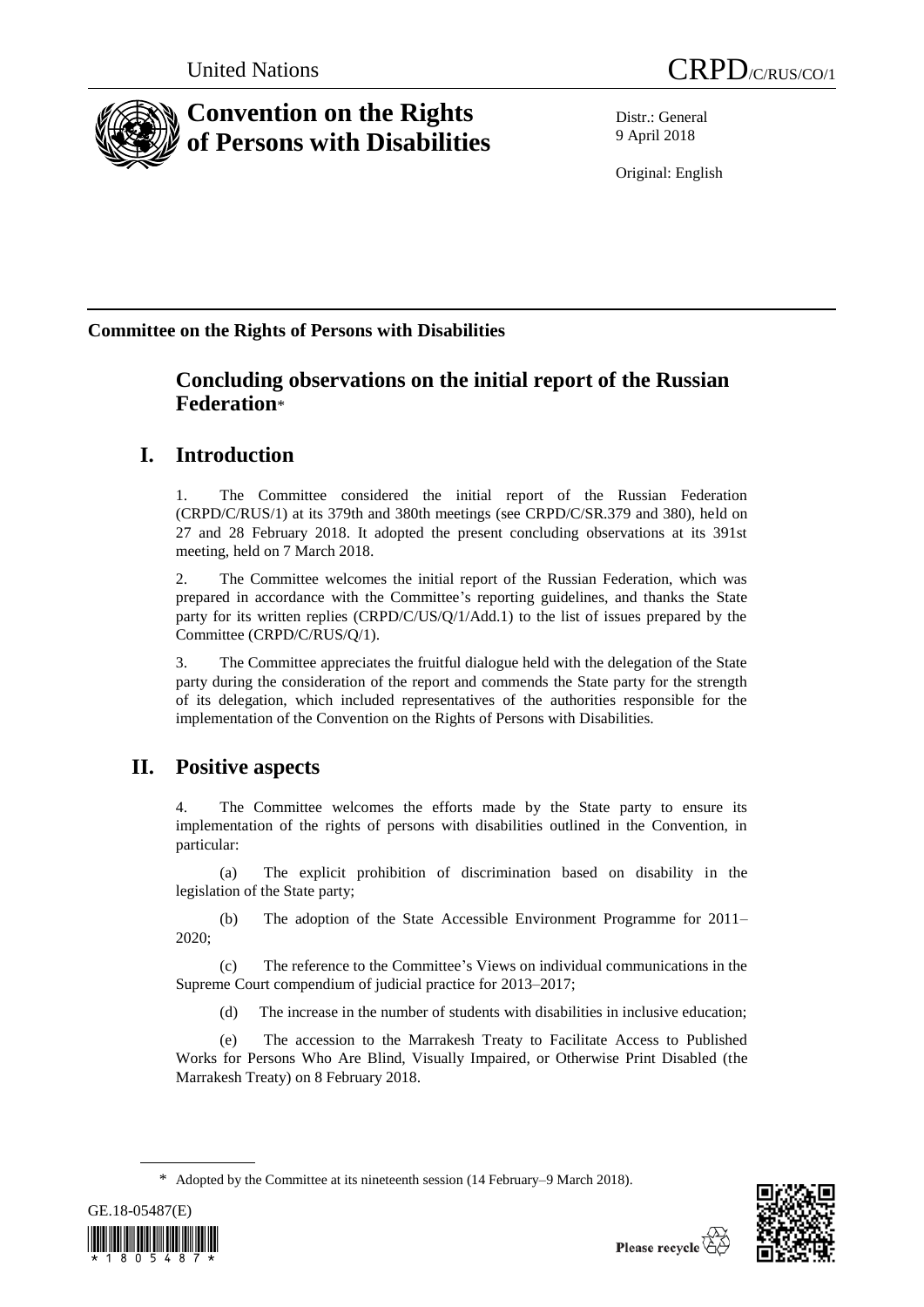United Nations CRPD/C/RUS/CO/1

# Convention on the Rights of Persons with Disabilities

Distr.: General
9 April 2018

Original: English

## Committee on the Rights of Persons with Disabilities

## Concluding observations on the initial report of the Russian Federation*

## I. Introduction

1. The Committee considered the initial report of the Russian Federation (CRPD/C/RUS/1) at its 379th and 380th meetings (see CRPD/C/SR.379 and 380), held on 27 and 28 February 2018. It adopted the present concluding observations at its 391st meeting, held on 7 March 2018.

2. The Committee welcomes the initial report of the Russian Federation, which was prepared in accordance with the Committee's reporting guidelines, and thanks the State party for its written replies (CRPD/C/US/Q/1/Add.1) to the list of issues prepared by the Committee (CRPD/C/RUS/Q/1).

3. The Committee appreciates the fruitful dialogue held with the delegation of the State party during the consideration of the report and commends the State party for the strength of its delegation, which included representatives of the authorities responsible for the implementation of the Convention on the Rights of Persons with Disabilities.

## II. Positive aspects

4. The Committee welcomes the efforts made by the State party to ensure its implementation of the rights of persons with disabilities outlined in the Convention, in particular:

(a) The explicit prohibition of discrimination based on disability in the legislation of the State party;

(b) The adoption of the State Accessible Environment Programme for 2011–2020;

(c) The reference to the Committee's Views on individual communications in the Supreme Court compendium of judicial practice for 2013–2017;

(d) The increase in the number of students with disabilities in inclusive education;

(e) The accession to the Marrakesh Treaty to Facilitate Access to Published Works for Persons Who Are Blind, Visually Impaired, or Otherwise Print Disabled (the Marrakesh Treaty) on 8 February 2018.

---

\* Adopted by the Committee at its nineteenth session (14 February–9 March 2018).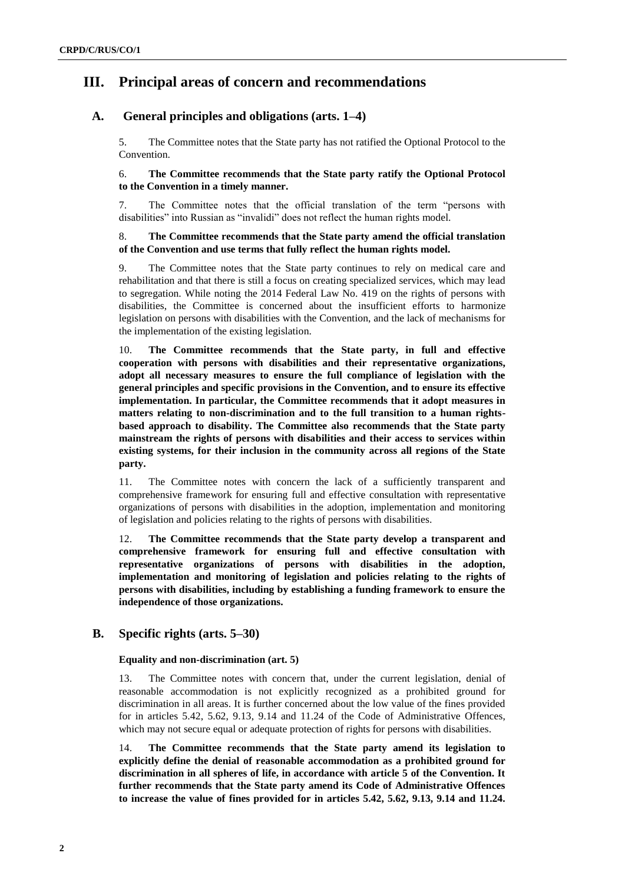# III. Principal areas of concern and recommendations

## A. General principles and obligations (arts. 1–4)

5. The Committee notes that the State party has not ratified the Optional Protocol to the Convention.

6. **The Committee recommends that the State party ratify the Optional Protocol to the Convention in a timely manner.**

7. The Committee notes that the official translation of the term "persons with disabilities" into Russian as "invalidi" does not reflect the human rights model.

8. **The Committee recommends that the State party amend the official translation of the Convention and use terms that fully reflect the human rights model.**

9. The Committee notes that the State party continues to rely on medical care and rehabilitation and that there is still a focus on creating specialized services, which may lead to segregation. While noting the 2014 Federal Law No. 419 on the rights of persons with disabilities, the Committee is concerned about the insufficient efforts to harmonize legislation on persons with disabilities with the Convention, and the lack of mechanisms for the implementation of the existing legislation.

10. **The Committee recommends that the State party, in full and effective cooperation with persons with disabilities and their representative organizations, adopt all necessary measures to ensure the full compliance of legislation with the general principles and specific provisions in the Convention, and to ensure its effective implementation. In particular, the Committee recommends that it adopt measures in matters relating to non-discrimination and to the full transition to a human rights-based approach to disability. The Committee also recommends that the State party mainstream the rights of persons with disabilities and their access to services within existing systems, for their inclusion in the community across all regions of the State party.**

11. The Committee notes with concern the lack of a sufficiently transparent and comprehensive framework for ensuring full and effective consultation with representative organizations of persons with disabilities in the adoption, implementation and monitoring of legislation and policies relating to the rights of persons with disabilities.

12. **The Committee recommends that the State party develop a transparent and comprehensive framework for ensuring full and effective consultation with representative organizations of persons with disabilities in the adoption, implementation and monitoring of legislation and policies relating to the rights of persons with disabilities, including by establishing a funding framework to ensure the independence of those organizations.**

## B. Specific rights (arts. 5–30)

### Equality and non-discrimination (art. 5)

13. The Committee notes with concern that, under the current legislation, denial of reasonable accommodation is not explicitly recognized as a prohibited ground for discrimination in all areas. It is further concerned about the low value of the fines provided for in articles 5.42, 5.62, 9.13, 9.14 and 11.24 of the Code of Administrative Offences, which may not secure equal or adequate protection of rights for persons with disabilities.

14. **The Committee recommends that the State party amend its legislation to explicitly define the denial of reasonable accommodation as a prohibited ground for discrimination in all spheres of life, in accordance with article 5 of the Convention. It further recommends that the State party amend its Code of Administrative Offences to increase the value of fines provided for in articles 5.42, 5.62, 9.13, 9.14 and 11.24.**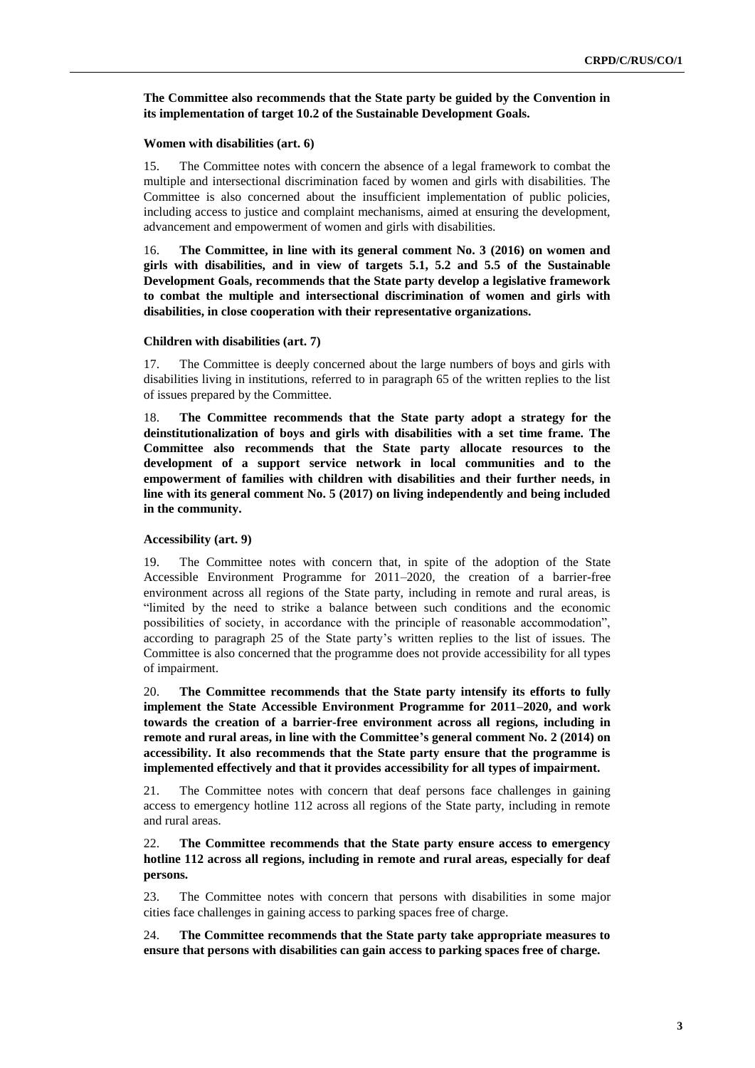**The Committee also recommends that the State party be guided by the Convention in its implementation of target 10.2 of the Sustainable Development Goals.**

### Women with disabilities (art. 6)

15. The Committee notes with concern the absence of a legal framework to combat the multiple and intersectional discrimination faced by women and girls with disabilities. The Committee is also concerned about the insufficient implementation of public policies, including access to justice and complaint mechanisms, aimed at ensuring the development, advancement and empowerment of women and girls with disabilities.

16. **The Committee, in line with its general comment No. 3 (2016) on women and girls with disabilities, and in view of targets 5.1, 5.2 and 5.5 of the Sustainable Development Goals, recommends that the State party develop a legislative framework to combat the multiple and intersectional discrimination of women and girls with disabilities, in close cooperation with their representative organizations.**

### Children with disabilities (art. 7)

17. The Committee is deeply concerned about the large numbers of boys and girls with disabilities living in institutions, referred to in paragraph 65 of the written replies to the list of issues prepared by the Committee.

18. **The Committee recommends that the State party adopt a strategy for the deinstitutionalization of boys and girls with disabilities with a set time frame. The Committee also recommends that the State party allocate resources to the development of a support service network in local communities and to the empowerment of families with children with disabilities and their further needs, in line with its general comment No. 5 (2017) on living independently and being included in the community.**

### Accessibility (art. 9)

19. The Committee notes with concern that, in spite of the adoption of the State Accessible Environment Programme for 2011–2020, the creation of a barrier-free environment across all regions of the State party, including in remote and rural areas, is "limited by the need to strike a balance between such conditions and the economic possibilities of society, in accordance with the principle of reasonable accommodation", according to paragraph 25 of the State party's written replies to the list of issues. The Committee is also concerned that the programme does not provide accessibility for all types of impairment.

20. **The Committee recommends that the State party intensify its efforts to fully implement the State Accessible Environment Programme for 2011–2020, and work towards the creation of a barrier-free environment across all regions, including in remote and rural areas, in line with the Committee's general comment No. 2 (2014) on accessibility. It also recommends that the State party ensure that the programme is implemented effectively and that it provides accessibility for all types of impairment.**

21. The Committee notes with concern that deaf persons face challenges in gaining access to emergency hotline 112 across all regions of the State party, including in remote and rural areas.

22. **The Committee recommends that the State party ensure access to emergency hotline 112 across all regions, including in remote and rural areas, especially for deaf persons.**

23. The Committee notes with concern that persons with disabilities in some major cities face challenges in gaining access to parking spaces free of charge.

24. **The Committee recommends that the State party take appropriate measures to ensure that persons with disabilities can gain access to parking spaces free of charge.**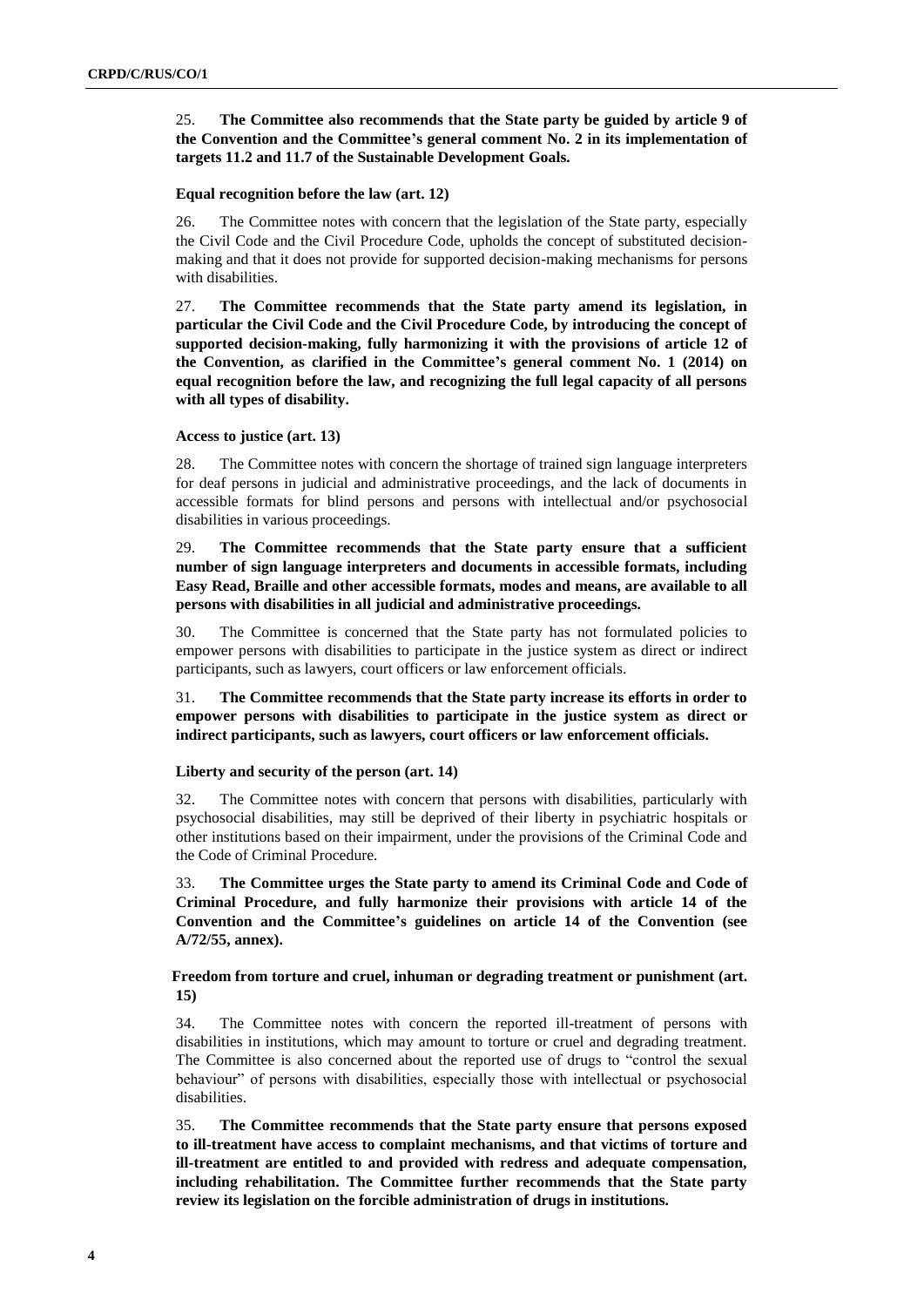25. **The Committee also recommends that the State party be guided by article 9 of the Convention and the Committee's general comment No. 2 in its implementation of targets 11.2 and 11.7 of the Sustainable Development Goals.**

### Equal recognition before the law (art. 12)

26. The Committee notes with concern that the legislation of the State party, especially the Civil Code and the Civil Procedure Code, upholds the concept of substituted decision-making and that it does not provide for supported decision-making mechanisms for persons with disabilities.

27. **The Committee recommends that the State party amend its legislation, in particular the Civil Code and the Civil Procedure Code, by introducing the concept of supported decision-making, fully harmonizing it with the provisions of article 12 of the Convention, as clarified in the Committee's general comment No. 1 (2014) on equal recognition before the law, and recognizing the full legal capacity of all persons with all types of disability.**

### Access to justice (art. 13)

28. The Committee notes with concern the shortage of trained sign language interpreters for deaf persons in judicial and administrative proceedings, and the lack of documents in accessible formats for blind persons and persons with intellectual and/or psychosocial disabilities in various proceedings.

29. **The Committee recommends that the State party ensure that a sufficient number of sign language interpreters and documents in accessible formats, including Easy Read, Braille and other accessible formats, modes and means, are available to all persons with disabilities in all judicial and administrative proceedings.**

30. The Committee is concerned that the State party has not formulated policies to empower persons with disabilities to participate in the justice system as direct or indirect participants, such as lawyers, court officers or law enforcement officials.

31. **The Committee recommends that the State party increase its efforts in order to empower persons with disabilities to participate in the justice system as direct or indirect participants, such as lawyers, court officers or law enforcement officials.**

### Liberty and security of the person (art. 14)

32. The Committee notes with concern that persons with disabilities, particularly with psychosocial disabilities, may still be deprived of their liberty in psychiatric hospitals or other institutions based on their impairment, under the provisions of the Criminal Code and the Code of Criminal Procedure.

33. **The Committee urges the State party to amend its Criminal Code and Code of Criminal Procedure, and fully harmonize their provisions with article 14 of the Convention and the Committee's guidelines on article 14 of the Convention (see A/72/55, annex).**

### Freedom from torture and cruel, inhuman or degrading treatment or punishment (art. 15)

34. The Committee notes with concern the reported ill-treatment of persons with disabilities in institutions, which may amount to torture or cruel and degrading treatment. The Committee is also concerned about the reported use of drugs to "control the sexual behaviour" of persons with disabilities, especially those with intellectual or psychosocial disabilities.

35. **The Committee recommends that the State party ensure that persons exposed to ill-treatment have access to complaint mechanisms, and that victims of torture and ill-treatment are entitled to and provided with redress and adequate compensation, including rehabilitation. The Committee further recommends that the State party review its legislation on the forcible administration of drugs in institutions.**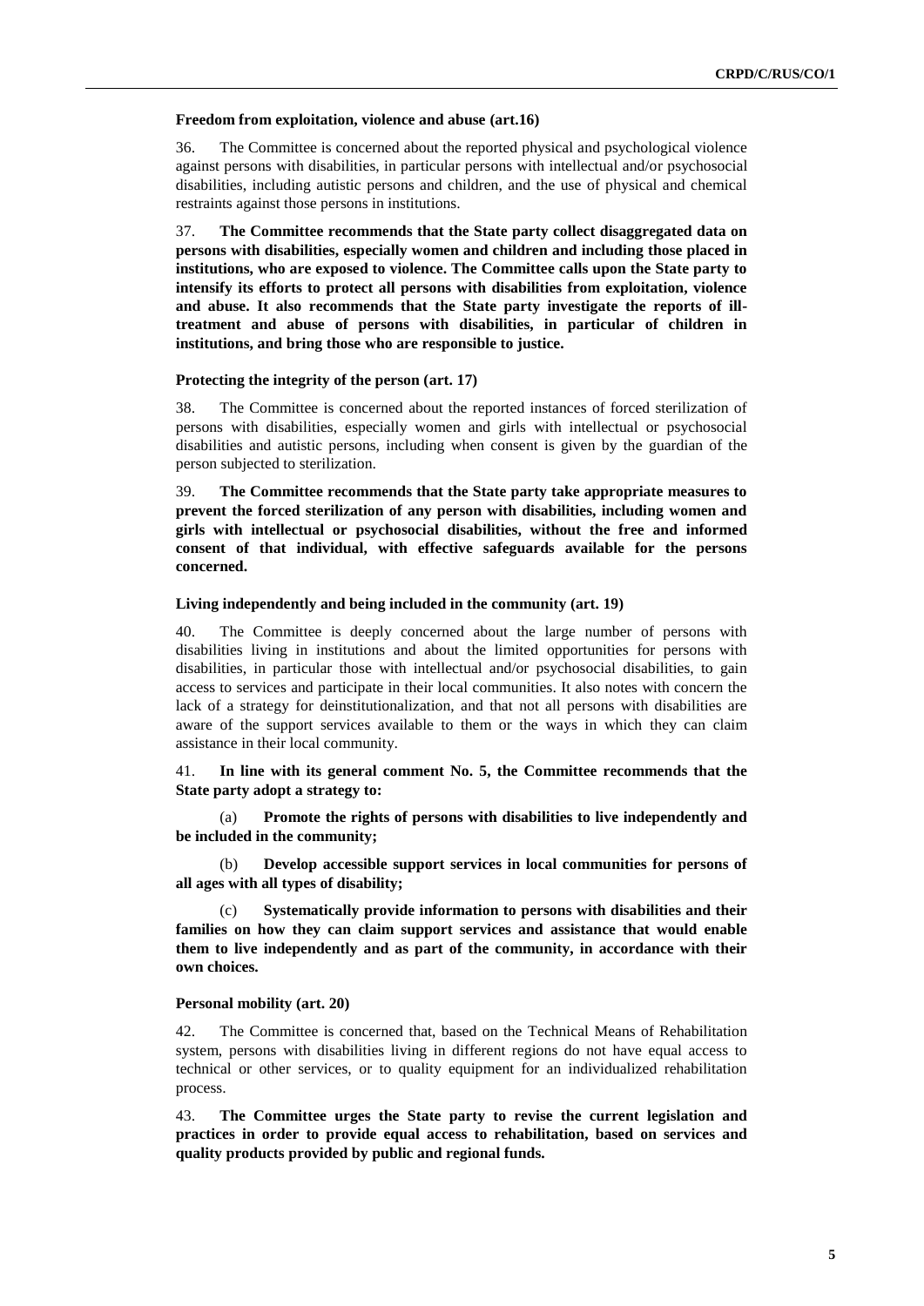**Freedom from exploitation, violence and abuse (art.16)**

36. The Committee is concerned about the reported physical and psychological violence against persons with disabilities, in particular persons with intellectual and/or psychosocial disabilities, including autistic persons and children, and the use of physical and chemical restraints against those persons in institutions.

37. **The Committee recommends that the State party collect disaggregated data on persons with disabilities, especially women and children and including those placed in institutions, who are exposed to violence. The Committee calls upon the State party to intensify its efforts to protect all persons with disabilities from exploitation, violence and abuse. It also recommends that the State party investigate the reports of ill-treatment and abuse of persons with disabilities, in particular of children in institutions, and bring those who are responsible to justice.**

**Protecting the integrity of the person (art. 17)**

38. The Committee is concerned about the reported instances of forced sterilization of persons with disabilities, especially women and girls with intellectual or psychosocial disabilities and autistic persons, including when consent is given by the guardian of the person subjected to sterilization.

39. **The Committee recommends that the State party take appropriate measures to prevent the forced sterilization of any person with disabilities, including women and girls with intellectual or psychosocial disabilities, without the free and informed consent of that individual, with effective safeguards available for the persons concerned.**

**Living independently and being included in the community (art. 19)**

40. The Committee is deeply concerned about the large number of persons with disabilities living in institutions and about the limited opportunities for persons with disabilities, in particular those with intellectual and/or psychosocial disabilities, to gain access to services and participate in their local communities. It also notes with concern the lack of a strategy for deinstitutionalization, and that not all persons with disabilities are aware of the support services available to them or the ways in which they can claim assistance in their local community.

41. **In line with its general comment No. 5, the Committee recommends that the State party adopt a strategy to:**

(a) **Promote the rights of persons with disabilities to live independently and be included in the community;**

(b) **Develop accessible support services in local communities for persons of all ages with all types of disability;**

(c) **Systematically provide information to persons with disabilities and their families on how they can claim support services and assistance that would enable them to live independently and as part of the community, in accordance with their own choices.**

**Personal mobility (art. 20)**

42. The Committee is concerned that, based on the Technical Means of Rehabilitation system, persons with disabilities living in different regions do not have equal access to technical or other services, or to quality equipment for an individualized rehabilitation process.

43. **The Committee urges the State party to revise the current legislation and practices in order to provide equal access to rehabilitation, based on services and quality products provided by public and regional funds.**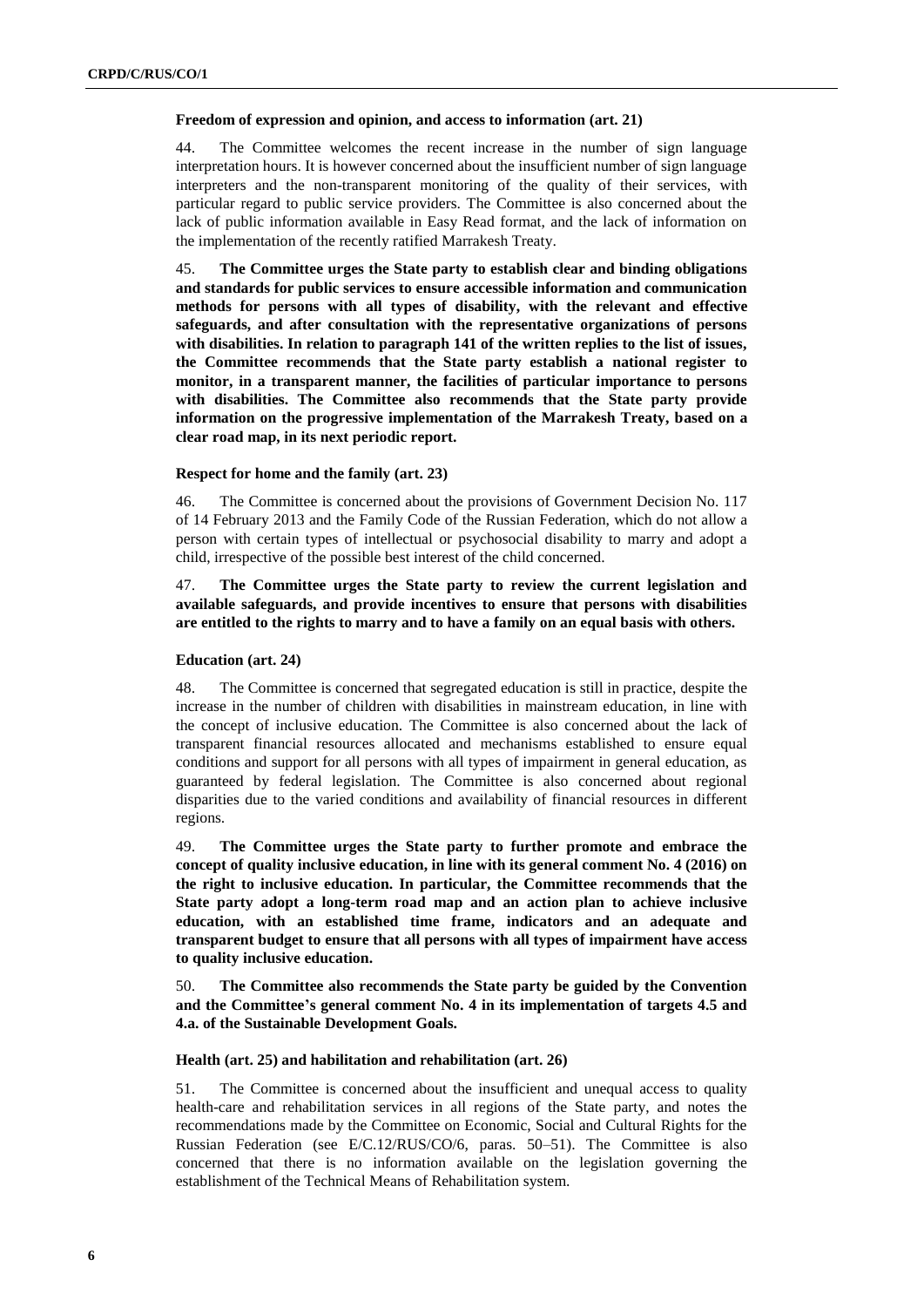### Freedom of expression and opinion, and access to information (art. 21)

44. The Committee welcomes the recent increase in the number of sign language interpretation hours. It is however concerned about the insufficient number of sign language interpreters and the non-transparent monitoring of the quality of their services, with particular regard to public service providers. The Committee is also concerned about the lack of public information available in Easy Read format, and the lack of information on the implementation of the recently ratified Marrakesh Treaty.

45. **The Committee urges the State party to establish clear and binding obligations and standards for public services to ensure accessible information and communication methods for persons with all types of disability, with the relevant and effective safeguards, and after consultation with the representative organizations of persons with disabilities. In relation to paragraph 141 of the written replies to the list of issues, the Committee recommends that the State party establish a national register to monitor, in a transparent manner, the facilities of particular importance to persons with disabilities. The Committee also recommends that the State party provide information on the progressive implementation of the Marrakesh Treaty, based on a clear road map, in its next periodic report.**

### Respect for home and the family (art. 23)

46. The Committee is concerned about the provisions of Government Decision No. 117 of 14 February 2013 and the Family Code of the Russian Federation, which do not allow a person with certain types of intellectual or psychosocial disability to marry and adopt a child, irrespective of the possible best interest of the child concerned.

47. **The Committee urges the State party to review the current legislation and available safeguards, and provide incentives to ensure that persons with disabilities are entitled to the rights to marry and to have a family on an equal basis with others.**

### Education (art. 24)

48. The Committee is concerned that segregated education is still in practice, despite the increase in the number of children with disabilities in mainstream education, in line with the concept of inclusive education. The Committee is also concerned about the lack of transparent financial resources allocated and mechanisms established to ensure equal conditions and support for all persons with all types of impairment in general education, as guaranteed by federal legislation. The Committee is also concerned about regional disparities due to the varied conditions and availability of financial resources in different regions.

49. **The Committee urges the State party to further promote and embrace the concept of quality inclusive education, in line with its general comment No. 4 (2016) on the right to inclusive education. In particular, the Committee recommends that the State party adopt a long-term road map and an action plan to achieve inclusive education, with an established time frame, indicators and an adequate and transparent budget to ensure that all persons with all types of impairment have access to quality inclusive education.**

50. **The Committee also recommends the State party be guided by the Convention and the Committee's general comment No. 4 in its implementation of targets 4.5 and 4.a. of the Sustainable Development Goals.**

### Health (art. 25) and habilitation and rehabilitation (art. 26)

51. The Committee is concerned about the insufficient and unequal access to quality health-care and rehabilitation services in all regions of the State party, and notes the recommendations made by the Committee on Economic, Social and Cultural Rights for the Russian Federation (see E/C.12/RUS/CO/6, paras. 50–51). The Committee is also concerned that there is no information available on the legislation governing the establishment of the Technical Means of Rehabilitation system.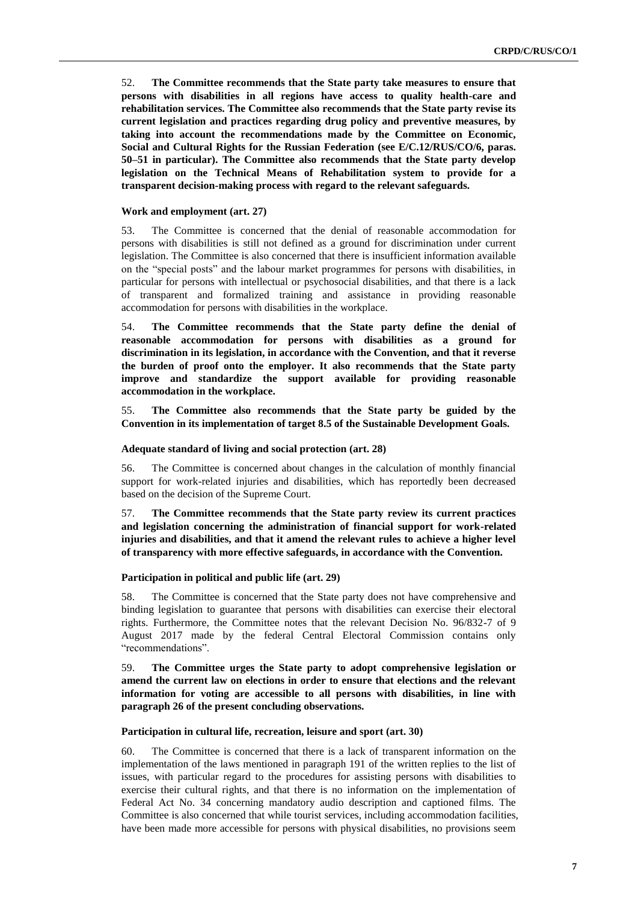52. **The Committee recommends that the State party take measures to ensure that persons with disabilities in all regions have access to quality health-care and rehabilitation services. The Committee also recommends that the State party revise its current legislation and practices regarding drug policy and preventive measures, by taking into account the recommendations made by the Committee on Economic, Social and Cultural Rights for the Russian Federation (see E/C.12/RUS/CO/6, paras. 50–51 in particular). The Committee also recommends that the State party develop legislation on the Technical Means of Rehabilitation system to provide for a transparent decision-making process with regard to the relevant safeguards.**

### Work and employment (art. 27)

53. The Committee is concerned that the denial of reasonable accommodation for persons with disabilities is still not defined as a ground for discrimination under current legislation. The Committee is also concerned that there is insufficient information available on the "special posts" and the labour market programmes for persons with disabilities, in particular for persons with intellectual or psychosocial disabilities, and that there is a lack of transparent and formalized training and assistance in providing reasonable accommodation for persons with disabilities in the workplace.

54. **The Committee recommends that the State party define the denial of reasonable accommodation for persons with disabilities as a ground for discrimination in its legislation, in accordance with the Convention, and that it reverse the burden of proof onto the employer. It also recommends that the State party improve and standardize the support available for providing reasonable accommodation in the workplace.**

55. **The Committee also recommends that the State party be guided by the Convention in its implementation of target 8.5 of the Sustainable Development Goals.**

### Adequate standard of living and social protection (art. 28)

56. The Committee is concerned about changes in the calculation of monthly financial support for work-related injuries and disabilities, which has reportedly been decreased based on the decision of the Supreme Court.

57. **The Committee recommends that the State party review its current practices and legislation concerning the administration of financial support for work-related injuries and disabilities, and that it amend the relevant rules to achieve a higher level of transparency with more effective safeguards, in accordance with the Convention.**

### Participation in political and public life (art. 29)

58. The Committee is concerned that the State party does not have comprehensive and binding legislation to guarantee that persons with disabilities can exercise their electoral rights. Furthermore, the Committee notes that the relevant Decision No. 96/832-7 of 9 August 2017 made by the federal Central Electoral Commission contains only "recommendations".

59. **The Committee urges the State party to adopt comprehensive legislation or amend the current law on elections in order to ensure that elections and the relevant information for voting are accessible to all persons with disabilities, in line with paragraph 26 of the present concluding observations.**

### Participation in cultural life, recreation, leisure and sport (art. 30)

60. The Committee is concerned that there is a lack of transparent information on the implementation of the laws mentioned in paragraph 191 of the written replies to the list of issues, with particular regard to the procedures for assisting persons with disabilities to exercise their cultural rights, and that there is no information on the implementation of Federal Act No. 34 concerning mandatory audio description and captioned films. The Committee is also concerned that while tourist services, including accommodation facilities, have been made more accessible for persons with physical disabilities, no provisions seem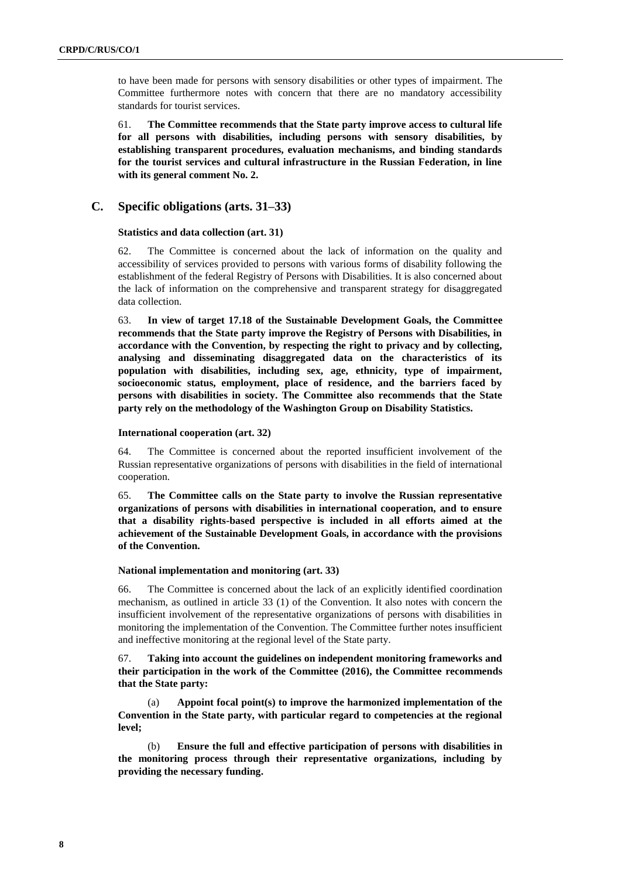to have been made for persons with sensory disabilities or other types of impairment. The Committee furthermore notes with concern that there are no mandatory accessibility standards for tourist services.

61. **The Committee recommends that the State party improve access to cultural life for all persons with disabilities, including persons with sensory disabilities, by establishing transparent procedures, evaluation mechanisms, and binding standards for the tourist services and cultural infrastructure in the Russian Federation, in line with its general comment No. 2.**

## C. Specific obligations (arts. 31–33)

### Statistics and data collection (art. 31)

62. The Committee is concerned about the lack of information on the quality and accessibility of services provided to persons with various forms of disability following the establishment of the federal Registry of Persons with Disabilities. It is also concerned about the lack of information on the comprehensive and transparent strategy for disaggregated data collection.

63. **In view of target 17.18 of the Sustainable Development Goals, the Committee recommends that the State party improve the Registry of Persons with Disabilities, in accordance with the Convention, by respecting the right to privacy and by collecting, analysing and disseminating disaggregated data on the characteristics of its population with disabilities, including sex, age, ethnicity, type of impairment, socioeconomic status, employment, place of residence, and the barriers faced by persons with disabilities in society. The Committee also recommends that the State party rely on the methodology of the Washington Group on Disability Statistics.**

### International cooperation (art. 32)

64. The Committee is concerned about the reported insufficient involvement of the Russian representative organizations of persons with disabilities in the field of international cooperation.

65. **The Committee calls on the State party to involve the Russian representative organizations of persons with disabilities in international cooperation, and to ensure that a disability rights-based perspective is included in all efforts aimed at the achievement of the Sustainable Development Goals, in accordance with the provisions of the Convention.**

### National implementation and monitoring (art. 33)

66. The Committee is concerned about the lack of an explicitly identified coordination mechanism, as outlined in article 33 (1) of the Convention. It also notes with concern the insufficient involvement of the representative organizations of persons with disabilities in monitoring the implementation of the Convention. The Committee further notes insufficient and ineffective monitoring at the regional level of the State party.

67. **Taking into account the guidelines on independent monitoring frameworks and their participation in the work of the Committee (2016), the Committee recommends that the State party:**

(a) **Appoint focal point(s) to improve the harmonized implementation of the Convention in the State party, with particular regard to competencies at the regional level;**

(b) **Ensure the full and effective participation of persons with disabilities in the monitoring process through their representative organizations, including by providing the necessary funding.**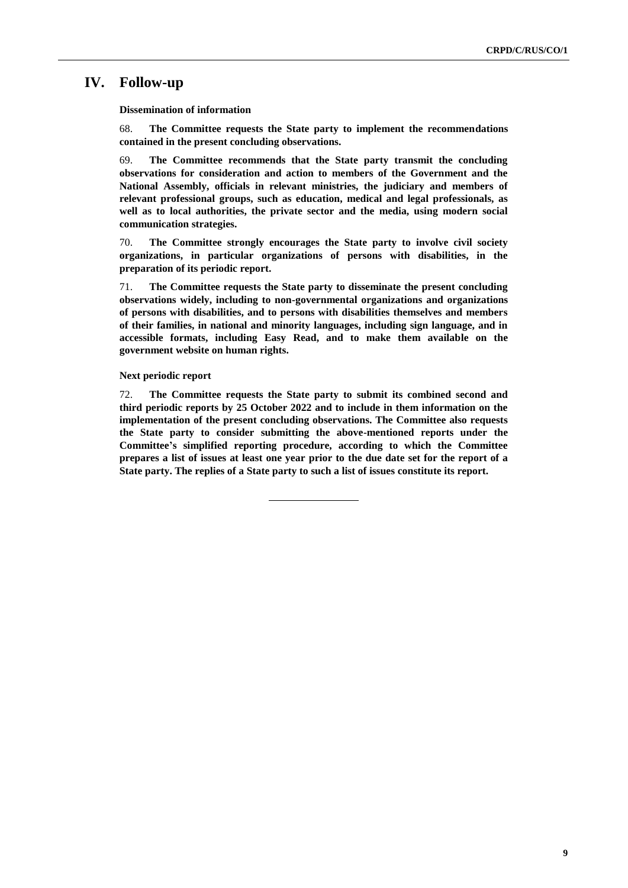# IV. Follow-up

**Dissemination of information**

68. **The Committee requests the State party to implement the recommendations contained in the present concluding observations.**

69. **The Committee recommends that the State party transmit the concluding observations for consideration and action to members of the Government and the National Assembly, officials in relevant ministries, the judiciary and members of relevant professional groups, such as education, medical and legal professionals, as well as to local authorities, the private sector and the media, using modern social communication strategies.**

70. **The Committee strongly encourages the State party to involve civil society organizations, in particular organizations of persons with disabilities, in the preparation of its periodic report.**

71. **The Committee requests the State party to disseminate the present concluding observations widely, including to non-governmental organizations and organizations of persons with disabilities, and to persons with disabilities themselves and members of their families, in national and minority languages, including sign language, and in accessible formats, including Easy Read, and to make them available on the government website on human rights.**

**Next periodic report**

72. **The Committee requests the State party to submit its combined second and third periodic reports by 25 October 2022 and to include in them information on the implementation of the present concluding observations. The Committee also requests the State party to consider submitting the above-mentioned reports under the Committee's simplified reporting procedure, according to which the Committee prepares a list of issues at least one year prior to the due date set for the report of a State party. The replies of a State party to such a list of issues constitute its report.**